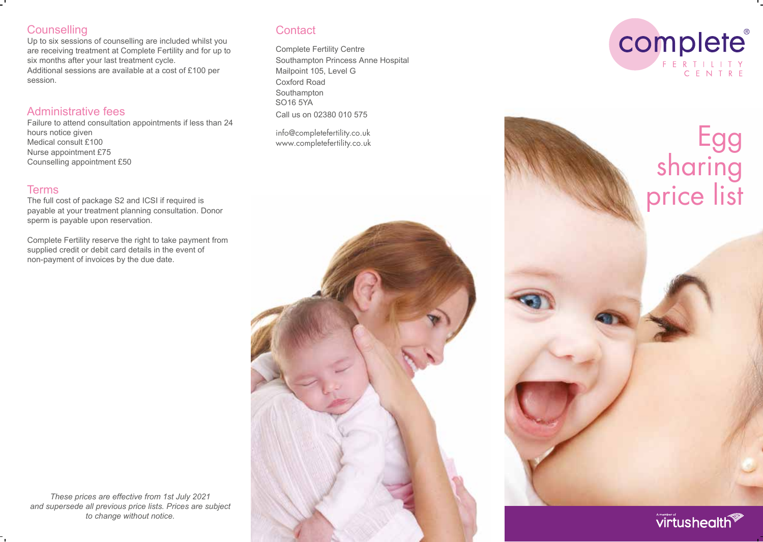## Counselling

Up to six sessions of counselling are included whilst you are receiving treatment at Complete Fertility and for up to six months after your last treatment cycle.
Additional sessions are available at a cost of £100 per session.

## Administrative fees

Failure to attend consultation appointments if less than 24 hours notice given
Medical consult £100
Nurse appointment £75
Counselling appointment £50

## Terms

The full cost of package S2 and ICSI if required is payable at your treatment planning consultation. Donor sperm is payable upon reservation.

Complete Fertility reserve the right to take payment from supplied credit or debit card details in the event of non-payment of invoices by the due date.

*These prices are effective from 1st July 2021 and supersede all previous price lists. Prices are subject to change without notice.*

## Contact

Complete Fertility Centre
Southampton Princess Anne Hospital
Mailpoint 105, Level G
Coxford Road
Southampton
SO16 5YA
Call us on 02380 010 575

info@completefertility.co.uk
www.completefertility.co.uk

complete® FERTILITY CENTRE

# Egg sharing price list

A member of virtushealth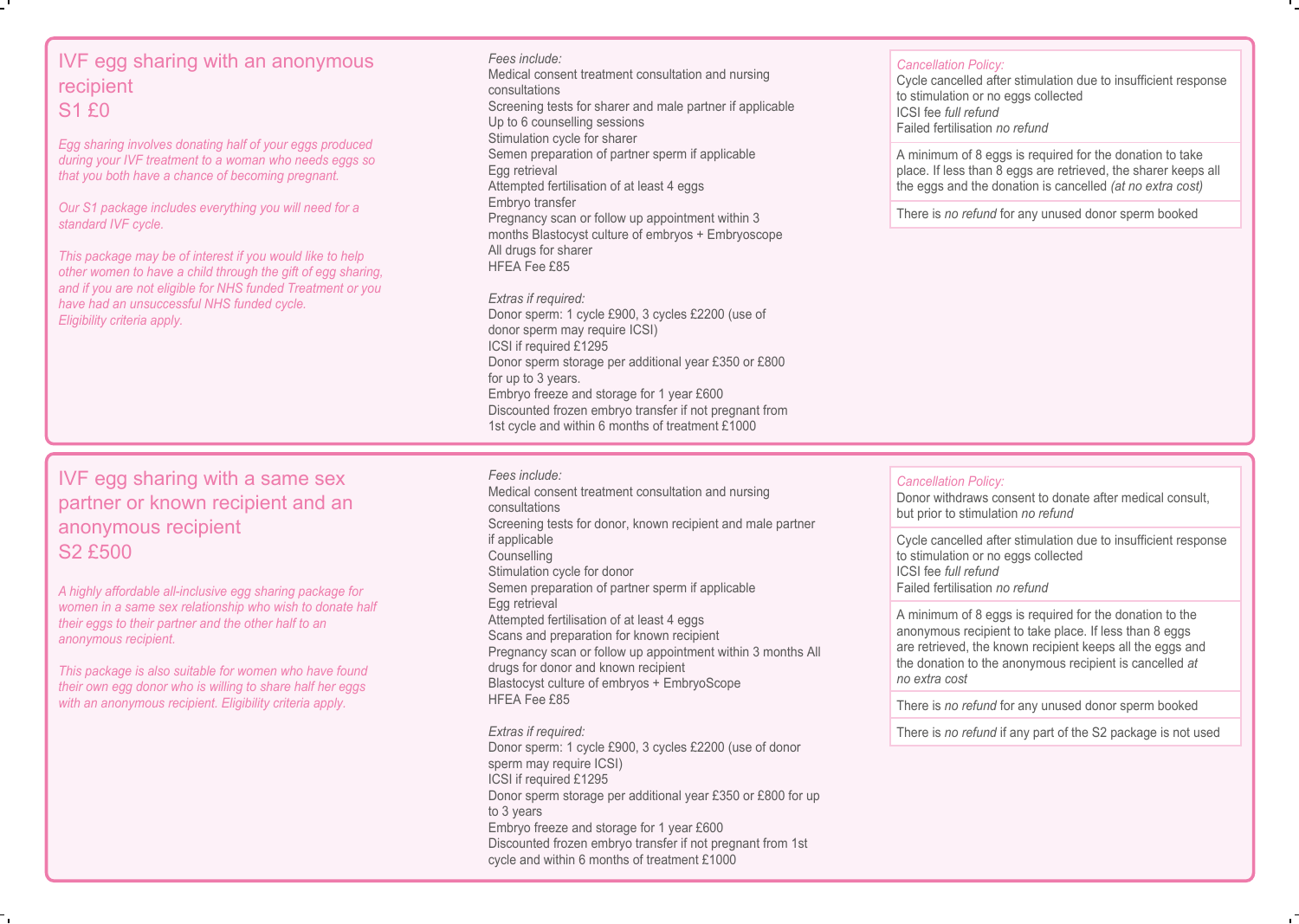## IVF egg sharing with an anonymous recipient
## S1 £0

*Egg sharing involves donating half of your eggs produced during your IVF treatment to a woman who needs eggs so that you both have a chance of becoming pregnant.*

*Our S1 package includes everything you will need for a standard IVF cycle.*

*This package may be of interest if you would like to help other women to have a child through the gift of egg sharing, and if you are not eligible for NHS funded Treatment or you have had an unsuccessful NHS funded cycle.*
*Eligibility criteria apply.*

*Fees include:*
Medical consent treatment consultation and nursing consultations
Screening tests for sharer and male partner if applicable
Up to 6 counselling sessions
Stimulation cycle for sharer
Semen preparation of partner sperm if applicable
Egg retrieval
Attempted fertilisation of at least 4 eggs
Embryo transfer
Pregnancy scan or follow up appointment within 3 months Blastocyst culture of embryos + Embryoscope
All drugs for sharer
HFEA Fee £85

*Extras if required:*
Donor sperm: 1 cycle £900, 3 cycles £2200 (use of donor sperm may require ICSI)
ICSI if required £1295
Donor sperm storage per additional year £350 or £800 for up to 3 years.
Embryo freeze and storage for 1 year £600
Discounted frozen embryo transfer if not pregnant from 1st cycle and within 6 months of treatment £1000

*Cancellation Policy:*
Cycle cancelled after stimulation due to insufficient response to stimulation or no eggs collected
ICSI fee *full refund*
Failed fertilisation *no refund*

A minimum of 8 eggs is required for the donation to take place. If less than 8 eggs are retrieved, the sharer keeps all the eggs and the donation is cancelled *(at no extra cost)*

There is *no refund* for any unused donor sperm booked

## IVF egg sharing with a same sex partner or known recipient and an anonymous recipient
## S2 £500

*A highly affordable all-inclusive egg sharing package for women in a same sex relationship who wish to donate half their eggs to their partner and the other half to an anonymous recipient.*

*This package is also suitable for women who have found their own egg donor who is willing to share half her eggs with an anonymous recipient. Eligibility criteria apply.*

*Fees include:*
Medical consent treatment consultation and nursing consultations
Screening tests for donor, known recipient and male partner if applicable
Counselling
Stimulation cycle for donor
Semen preparation of partner sperm if applicable
Egg retrieval
Attempted fertilisation of at least 4 eggs
Scans and preparation for known recipient
Pregnancy scan or follow up appointment within 3 months All drugs for donor and known recipient
Blastocyst culture of embryos + EmbryoScope
HFEA Fee £85

*Extras if required:*
Donor sperm: 1 cycle £900, 3 cycles £2200 (use of donor sperm may require ICSI)
ICSI if required £1295
Donor sperm storage per additional year £350 or £800 for up to 3 years
Embryo freeze and storage for 1 year £600
Discounted frozen embryo transfer if not pregnant from 1st cycle and within 6 months of treatment £1000

*Cancellation Policy:*
Donor withdraws consent to donate after medical consult, but prior to stimulation *no refund*

Cycle cancelled after stimulation due to insufficient response to stimulation or no eggs collected
ICSI fee *full refund*
Failed fertilisation *no refund*

A minimum of 8 eggs is required for the donation to the anonymous recipient to take place. If less than 8 eggs are retrieved, the known recipient keeps all the eggs and the donation to the anonymous recipient is cancelled *at no extra cost*

There is *no refund* for any unused donor sperm booked

There is *no refund* if any part of the S2 package is not used